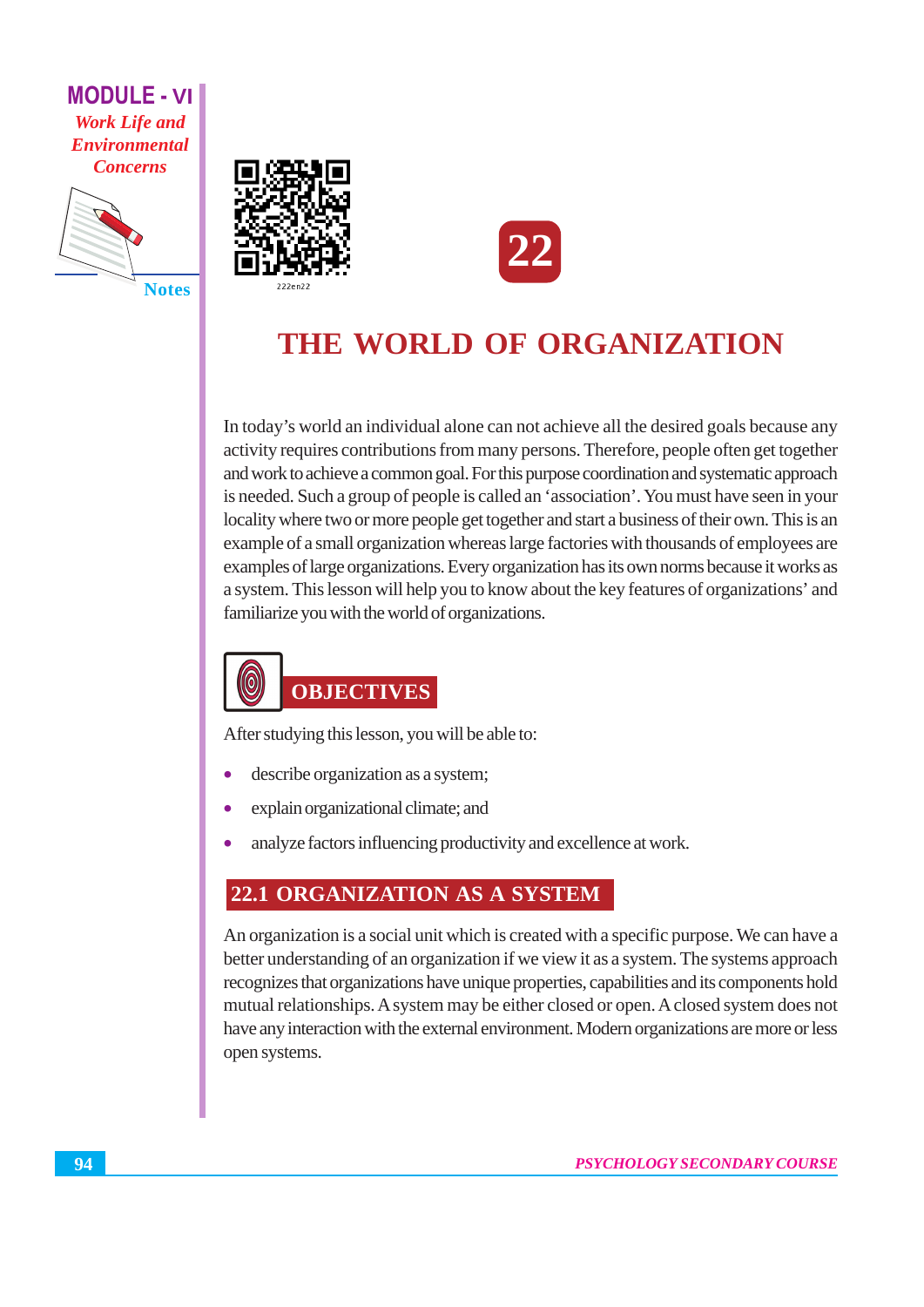# 22

# THE WORLD OF ORGANIZATION

In today's world an individual alone can not achieve all the desired goals because any activity requires contributions from many persons. Therefore, people often get together and work to achieve a common goal. For this purpose coordination and systematic approach is needed. Such a group of people is called an 'association'. You must have seen in your locality where two or more people get together and start a business of their own. This is an example of a small organization whereas large factories with thousands of employees are examples of large organizations. Every organization has its own norms because it works as a system. This lesson will help you to know about the key features of organizations' and familiarize you with the world of organizations.

## OBJECTIVES

After studying this lesson, you will be able to:

- describe organization as a system;
- explain organizational climate; and
- analyze factors influencing productivity and excellence at work.

## 22.1 ORGANIZATION AS A SYSTEM

An organization is a social unit which is created with a specific purpose. We can have a better understanding of an organization if we view it as a system. The systems approach recognizes that organizations have unique properties, capabilities and its components hold mutual relationships. A system may be either closed or open. A closed system does not have any interaction with the external environment. Modern organizations are more or less open systems.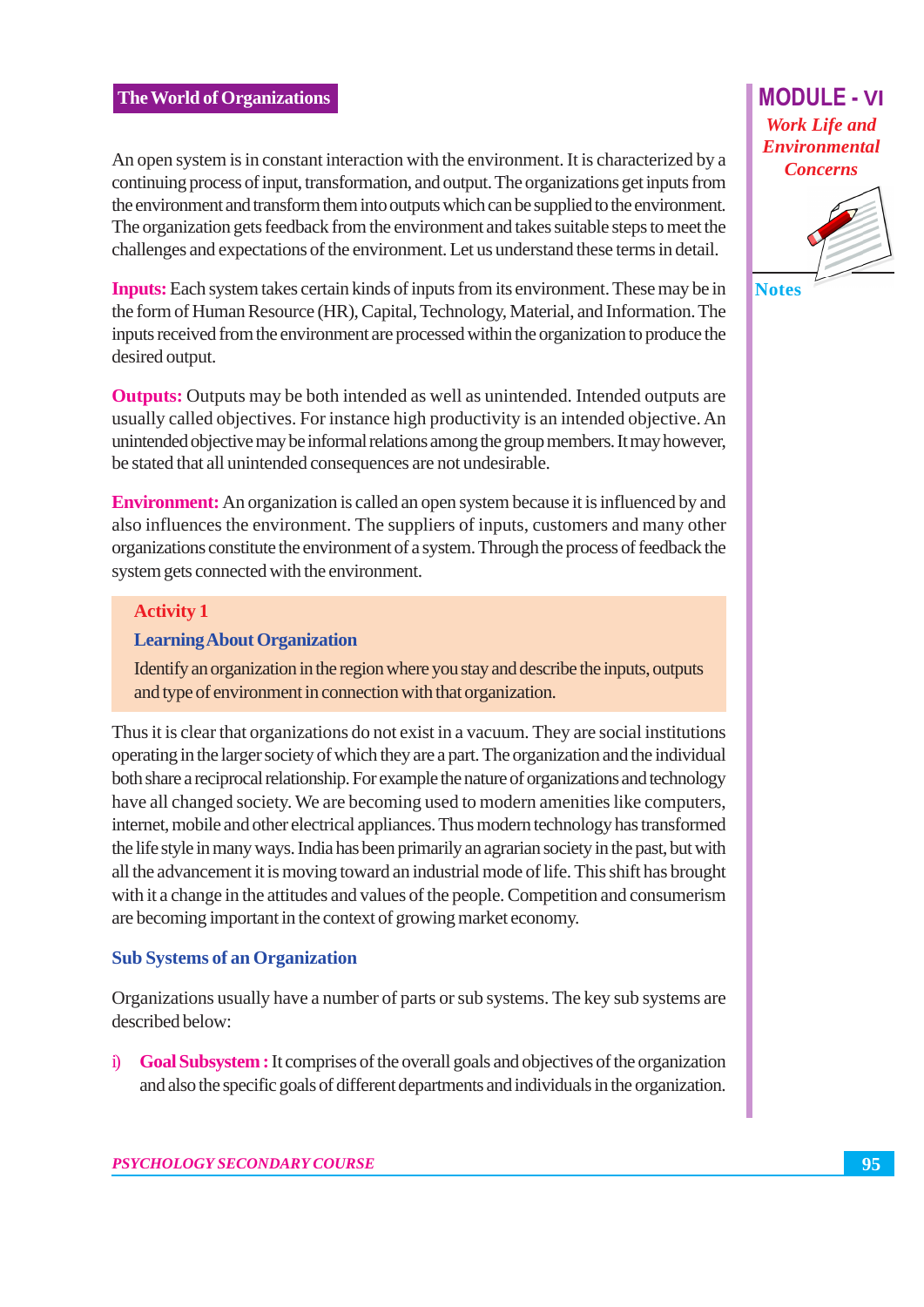An open system is in constant interaction with the environment. It is characterized by a continuing process of input, transformation, and output. The organizations get inputs from the environment and transform them into outputs which can be supplied to the environment. The organization gets feedback from the environment and takes suitable steps to meet the challenges and expectations of the environment. Let us understand these terms in detail.

**Inputs:** Each system takes certain kinds of inputs from its environment. These may be in the form of Human Resource (HR), Capital, Technology, Material, and Information. The inputs received from the environment are processed within the organization to produce the desired output.

**Outputs:** Outputs may be both intended as well as unintended. Intended outputs are usually called objectives. For instance high productivity is an intended objective. An unintended objective may be informal relations among the group members. It may however, be stated that all unintended consequences are not undesirable.

**Environment:** An organization is called an open system because it is influenced by and also influences the environment. The suppliers of inputs, customers and many other organizations constitute the environment of a system. Through the process of feedback the system gets connected with the environment.

> **Activity 1**
>
> **Learning About Organization**
>
> Identify an organization in the region where you stay and describe the inputs, outputs and type of environment in connection with that organization.

Thus it is clear that organizations do not exist in a vacuum. They are social institutions operating in the larger society of which they are a part. The organization and the individual both share a reciprocal relationship. For example the nature of organizations and technology have all changed society. We are becoming used to modern amenities like computers, internet, mobile and other electrical appliances. Thus modern technology has transformed the life style in many ways. India has been primarily an agrarian society in the past, but with all the advancement it is moving toward an industrial mode of life. This shift has brought with it a change in the attitudes and values of the people. Competition and consumerism are becoming important in the context of growing market economy.

### Sub Systems of an Organization

Organizations usually have a number of parts or sub systems. The key sub systems are described below:

i) **Goal Subsystem :** It comprises of the overall goals and objectives of the organization and also the specific goals of different departments and individuals in the organization.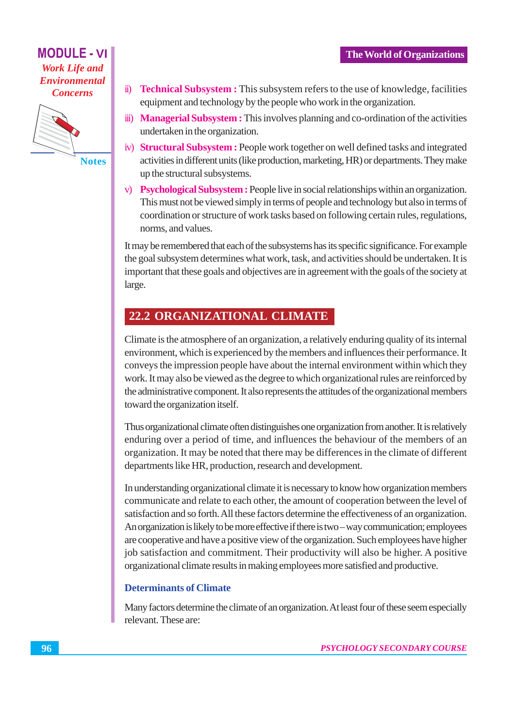ii) **Technical Subsystem :** This subsystem refers to the use of knowledge, facilities equipment and technology by the people who work in the organization.

iii) **Managerial Subsystem :** This involves planning and co-ordination of the activities undertaken in the organization.

iv) **Structural Subsystem :** People work together on well defined tasks and integrated activities in different units (like production, marketing, HR) or departments. They make up the structural subsystems.

v) **Psychological Subsystem :** People live in social relationships within an organization. This must not be viewed simply in terms of people and technology but also in terms of coordination or structure of work tasks based on following certain rules, regulations, norms, and values.

It may be remembered that each of the subsystems has its specific significance. For example the goal subsystem determines what work, task, and activities should be undertaken. It is important that these goals and objectives are in agreement with the goals of the society at large.

## 22.2 ORGANIZATIONAL CLIMATE

Climate is the atmosphere of an organization, a relatively enduring quality of its internal environment, which is experienced by the members and influences their performance. It conveys the impression people have about the internal environment within which they work. It may also be viewed as the degree to which organizational rules are reinforced by the administrative component. It also represents the attitudes of the organizational members toward the organization itself.

Thus organizational climate often distinguishes one organization from another. It is relatively enduring over a period of time, and influences the behaviour of the members of an organization. It may be noted that there may be differences in the climate of different departments like HR, production, research and development.

In understanding organizational climate it is necessary to know how organization members communicate and relate to each other, the amount of cooperation between the level of satisfaction and so forth. All these factors determine the effectiveness of an organization. An organization is likely to be more effective if there is two – way communication; employees are cooperative and have a positive view of the organization. Such employees have higher job satisfaction and commitment. Their productivity will also be higher. A positive organizational climate results in making employees more satisfied and productive.

### Determinants of Climate

Many factors determine the climate of an organization. At least four of these seem especially relevant. These are: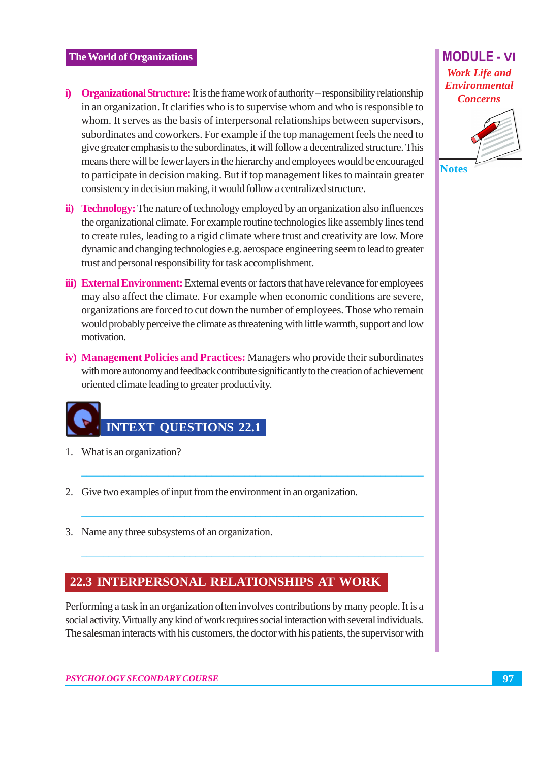i) **Organizational Structure:** It is the frame work of authority – responsibility relationship in an organization. It clarifies who is to supervise whom and who is responsible to whom. It serves as the basis of interpersonal relationships between supervisors, subordinates and coworkers. For example if the top management feels the need to give greater emphasis to the subordinates, it will follow a decentralized structure. This means there will be fewer layers in the hierarchy and employees would be encouraged to participate in decision making. But if top management likes to maintain greater consistency in decision making, it would follow a centralized structure.

ii) **Technology:** The nature of technology employed by an organization also influences the organizational climate. For example routine technologies like assembly lines tend to create rules, leading to a rigid climate where trust and creativity are low. More dynamic and changing technologies e.g. aerospace engineering seem to lead to greater trust and personal responsibility for task accomplishment.

iii) **External Environment:** External events or factors that have relevance for employees may also affect the climate. For example when economic conditions are severe, organizations are forced to cut down the number of employees. Those who remain would probably perceive the climate as threatening with little warmth, support and low motivation.

iv) **Management Policies and Practices:** Managers who provide their subordinates with more autonomy and feedback contribute significantly to the creation of achievement oriented climate leading to greater productivity.

## INTEXT QUESTIONS 22.1

1. What is an organization?

2. Give two examples of input from the environment in an organization.

3. Name any three subsystems of an organization.

## 22.3 INTERPERSONAL RELATIONSHIPS AT WORK

Performing a task in an organization often involves contributions by many people. It is a social activity. Virtually any kind of work requires social interaction with several individuals. The salesman interacts with his customers, the doctor with his patients, the supervisor with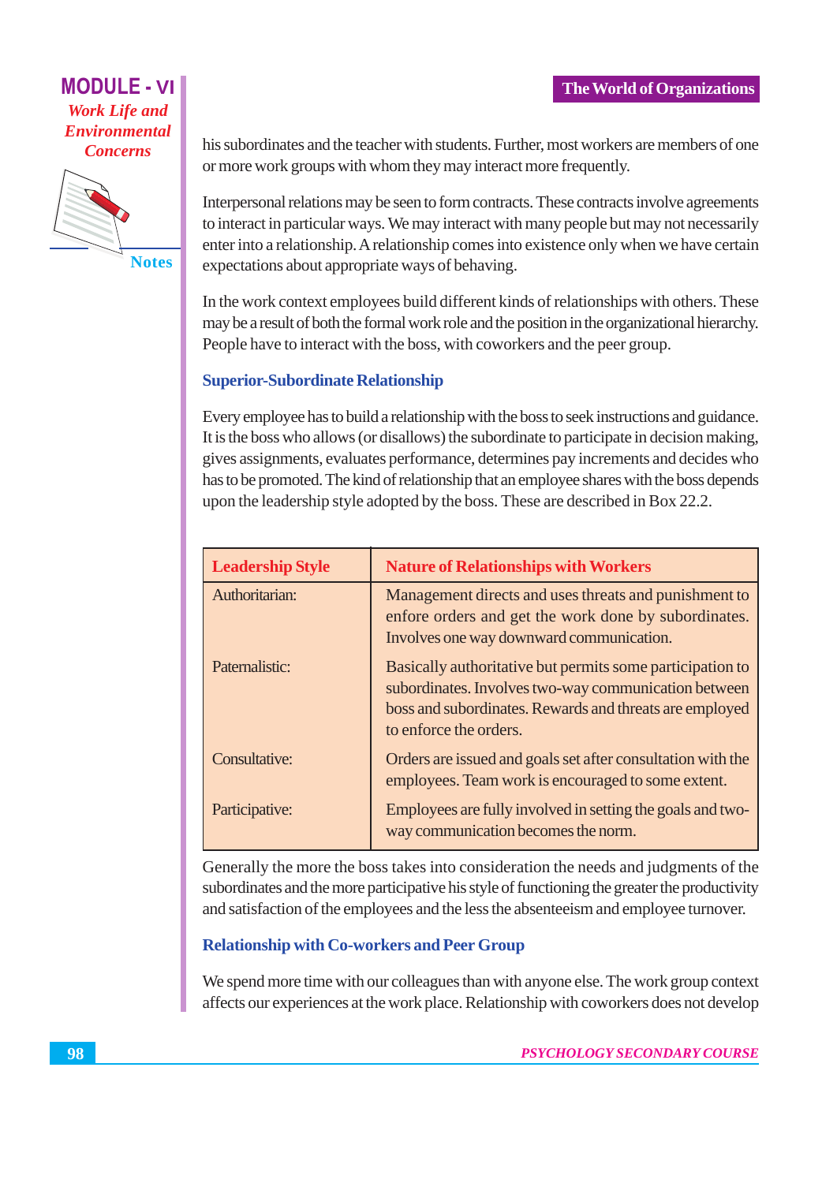his subordinates and the teacher with students. Further, most workers are members of one or more work groups with whom they may interact more frequently.

Interpersonal relations may be seen to form contracts. These contracts involve agreements to interact in particular ways. We may interact with many people but may not necessarily enter into a relationship. A relationship comes into existence only when we have certain expectations about appropriate ways of behaving.

In the work context employees build different kinds of relationships with others. These may be a result of both the formal work role and the position in the organizational hierarchy. People have to interact with the boss, with coworkers and the peer group.

### Superior-Subordinate Relationship

Every employee has to build a relationship with the boss to seek instructions and guidance. It is the boss who allows (or disallows) the subordinate to participate in decision making, gives assignments, evaluates performance, determines pay increments and decides who has to be promoted. The kind of relationship that an employee shares with the boss depends upon the leadership style adopted by the boss. These are described in Box 22.2.

| Leadership Style | Nature of Relationships with Workers |
|---|---|
| Authoritarian: | Management directs and uses threats and punishment to enfore orders and get the work done by subordinates. Involves one way downward communication. |
| Paternalistic: | Basically authoritative but permits some participation to subordinates. Involves two-way communication between boss and subordinates. Rewards and threats are employed to enforce the orders. |
| Consultative: | Orders are issued and goals set after consultation with the employees. Team work is encouraged to some extent. |
| Participative: | Employees are fully involved in setting the goals and two-way communication becomes the norm. |

Generally the more the boss takes into consideration the needs and judgments of the subordinates and the more participative his style of functioning the greater the productivity and satisfaction of the employees and the less the absenteeism and employee turnover.

### Relationship with Co-workers and Peer Group

We spend more time with our colleagues than with anyone else. The work group context affects our experiences at the work place. Relationship with coworkers does not develop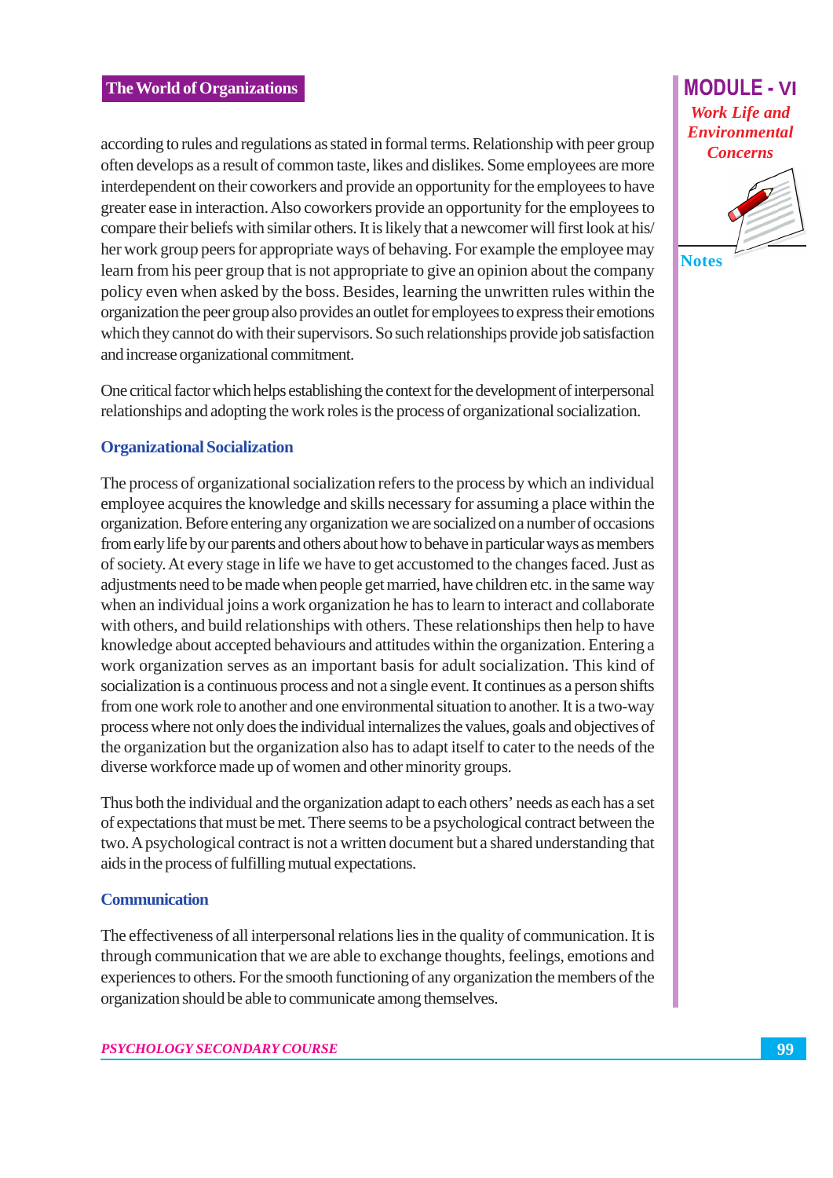according to rules and regulations as stated in formal terms. Relationship with peer group often develops as a result of common taste, likes and dislikes. Some employees are more interdependent on their coworkers and provide an opportunity for the employees to have greater ease in interaction. Also coworkers provide an opportunity for the employees to compare their beliefs with similar others. It is likely that a newcomer will first look at his/her work group peers for appropriate ways of behaving. For example the employee may learn from his peer group that is not appropriate to give an opinion about the company policy even when asked by the boss. Besides, learning the unwritten rules within the organization the peer group also provides an outlet for employees to express their emotions which they cannot do with their supervisors. So such relationships provide job satisfaction and increase organizational commitment.

One critical factor which helps establishing the context for the development of interpersonal relationships and adopting the work roles is the process of organizational socialization.

### Organizational Socialization

The process of organizational socialization refers to the process by which an individual employee acquires the knowledge and skills necessary for assuming a place within the organization. Before entering any organization we are socialized on a number of occasions from early life by our parents and others about how to behave in particular ways as members of society. At every stage in life we have to get accustomed to the changes faced. Just as adjustments need to be made when people get married, have children etc. in the same way when an individual joins a work organization he has to learn to interact and collaborate with others, and build relationships with others. These relationships then help to have knowledge about accepted behaviours and attitudes within the organization. Entering a work organization serves as an important basis for adult socialization. This kind of socialization is a continuous process and not a single event. It continues as a person shifts from one work role to another and one environmental situation to another. It is a two-way process where not only does the individual internalizes the values, goals and objectives of the organization but the organization also has to adapt itself to cater to the needs of the diverse workforce made up of women and other minority groups.

Thus both the individual and the organization adapt to each others' needs as each has a set of expectations that must be met. There seems to be a psychological contract between the two. A psychological contract is not a written document but a shared understanding that aids in the process of fulfilling mutual expectations.

### Communication

The effectiveness of all interpersonal relations lies in the quality of communication. It is through communication that we are able to exchange thoughts, feelings, emotions and experiences to others. For the smooth functioning of any organization the members of the organization should be able to communicate among themselves.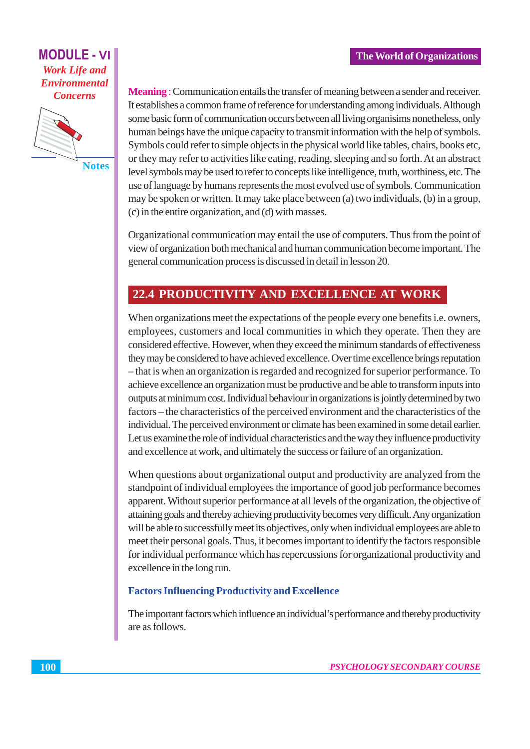**Meaning** : Communication entails the transfer of meaning between a sender and receiver. It establishes a common frame of reference for understanding among individuals. Although some basic form of communication occurs between all living organisims nonetheless, only human beings have the unique capacity to transmit information with the help of symbols. Symbols could refer to simple objects in the physical world like tables, chairs, books etc, or they may refer to activities like eating, reading, sleeping and so forth. At an abstract level symbols may be used to refer to concepts like intelligence, truth, worthiness, etc. The use of language by humans represents the most evolved use of symbols. Communication may be spoken or written. It may take place between (a) two individuals, (b) in a group, (c) in the entire organization, and (d) with masses.

Organizational communication may entail the use of computers. Thus from the point of view of organization both mechanical and human communication become important. The general communication process is discussed in detail in lesson 20.

## 22.4 PRODUCTIVITY AND EXCELLENCE AT WORK

When organizations meet the expectations of the people every one benefits i.e. owners, employees, customers and local communities in which they operate. Then they are considered effective. However, when they exceed the minimum standards of effectiveness they may be considered to have achieved excellence. Over time excellence brings reputation – that is when an organization is regarded and recognized for superior performance. To achieve excellence an organization must be productive and be able to transform inputs into outputs at minimum cost. Individual behaviour in organizations is jointly determined by two factors – the characteristics of the perceived environment and the characteristics of the individual. The perceived environment or climate has been examined in some detail earlier. Let us examine the role of individual characteristics and the way they influence productivity and excellence at work, and ultimately the success or failure of an organization.

When questions about organizational output and productivity are analyzed from the standpoint of individual employees the importance of good job performance becomes apparent. Without superior performance at all levels of the organization, the objective of attaining goals and thereby achieving productivity becomes very difficult. Any organization will be able to successfully meet its objectives, only when individual employees are able to meet their personal goals. Thus, it becomes important to identify the factors responsible for individual performance which has repercussions for organizational productivity and excellence in the long run.

### Factors Influencing Productivity and Excellence

The important factors which influence an individual's performance and thereby productivity are as follows.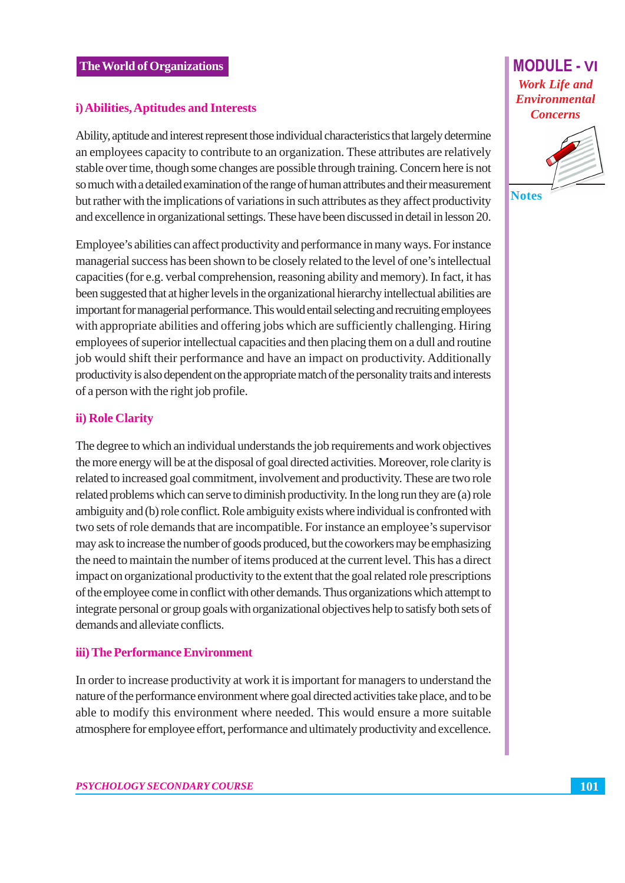### i) Abilities, Aptitudes and Interests

Ability, aptitude and interest represent those individual characteristics that largely determine an employees capacity to contribute to an organization. These attributes are relatively stable over time, though some changes are possible through training. Concern here is not so much with a detailed examination of the range of human attributes and their measurement but rather with the implications of variations in such attributes as they affect productivity and excellence in organizational settings. These have been discussed in detail in lesson 20.

Employee's abilities can affect productivity and performance in many ways. For instance managerial success has been shown to be closely related to the level of one's intellectual capacities (for e.g. verbal comprehension, reasoning ability and memory). In fact, it has been suggested that at higher levels in the organizational hierarchy intellectual abilities are important for managerial performance. This would entail selecting and recruiting employees with appropriate abilities and offering jobs which are sufficiently challenging. Hiring employees of superior intellectual capacities and then placing them on a dull and routine job would shift their performance and have an impact on productivity. Additionally productivity is also dependent on the appropriate match of the personality traits and interests of a person with the right job profile.

### ii) Role Clarity

The degree to which an individual understands the job requirements and work objectives the more energy will be at the disposal of goal directed activities. Moreover, role clarity is related to increased goal commitment, involvement and productivity. These are two role related problems which can serve to diminish productivity. In the long run they are (a) role ambiguity and (b) role conflict. Role ambiguity exists where individual is confronted with two sets of role demands that are incompatible. For instance an employee's supervisor may ask to increase the number of goods produced, but the coworkers may be emphasizing the need to maintain the number of items produced at the current level. This has a direct impact on organizational productivity to the extent that the goal related role prescriptions of the employee come in conflict with other demands. Thus organizations which attempt to integrate personal or group goals with organizational objectives help to satisfy both sets of demands and alleviate conflicts.

### iii) The Performance Environment

In order to increase productivity at work it is important for managers to understand the nature of the performance environment where goal directed activities take place, and to be able to modify this environment where needed. This would ensure a more suitable atmosphere for employee effort, performance and ultimately productivity and excellence.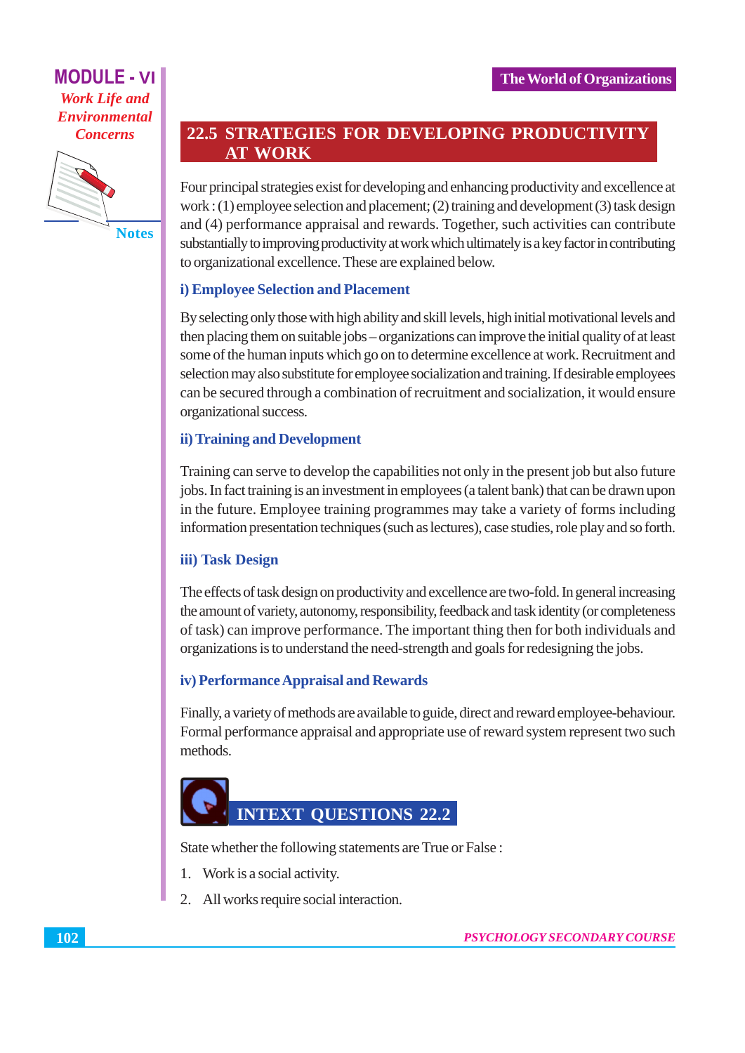## 22.5 STRATEGIES FOR DEVELOPING PRODUCTIVITY AT WORK

Four principal strategies exist for developing and enhancing productivity and excellence at work : (1) employee selection and placement; (2) training and development (3) task design and (4) performance appraisal and rewards. Together, such activities can contribute substantially to improving productivity at work which ultimately is a key factor in contributing to organizational excellence. These are explained below.

### i) Employee Selection and Placement

By selecting only those with high ability and skill levels, high initial motivational levels and then placing them on suitable jobs – organizations can improve the initial quality of at least some of the human inputs which go on to determine excellence at work. Recruitment and selection may also substitute for employee socialization and training. If desirable employees can be secured through a combination of recruitment and socialization, it would ensure organizational success.

### ii) Training and Development

Training can serve to develop the capabilities not only in the present job but also future jobs. In fact training is an investment in employees (a talent bank) that can be drawn upon in the future. Employee training programmes may take a variety of forms including information presentation techniques (such as lectures), case studies, role play and so forth.

### iii) Task Design

The effects of task design on productivity and excellence are two-fold. In general increasing the amount of variety, autonomy, responsibility, feedback and task identity (or completeness of task) can improve performance. The important thing then for both individuals and organizations is to understand the need-strength and goals for redesigning the jobs.

### iv) Performance Appraisal and Rewards

Finally, a variety of methods are available to guide, direct and reward employee-behaviour. Formal performance appraisal and appropriate use of reward system represent two such methods.

## INTEXT QUESTIONS 22.2

State whether the following statements are True or False :

1. Work is a social activity.
2. All works require social interaction.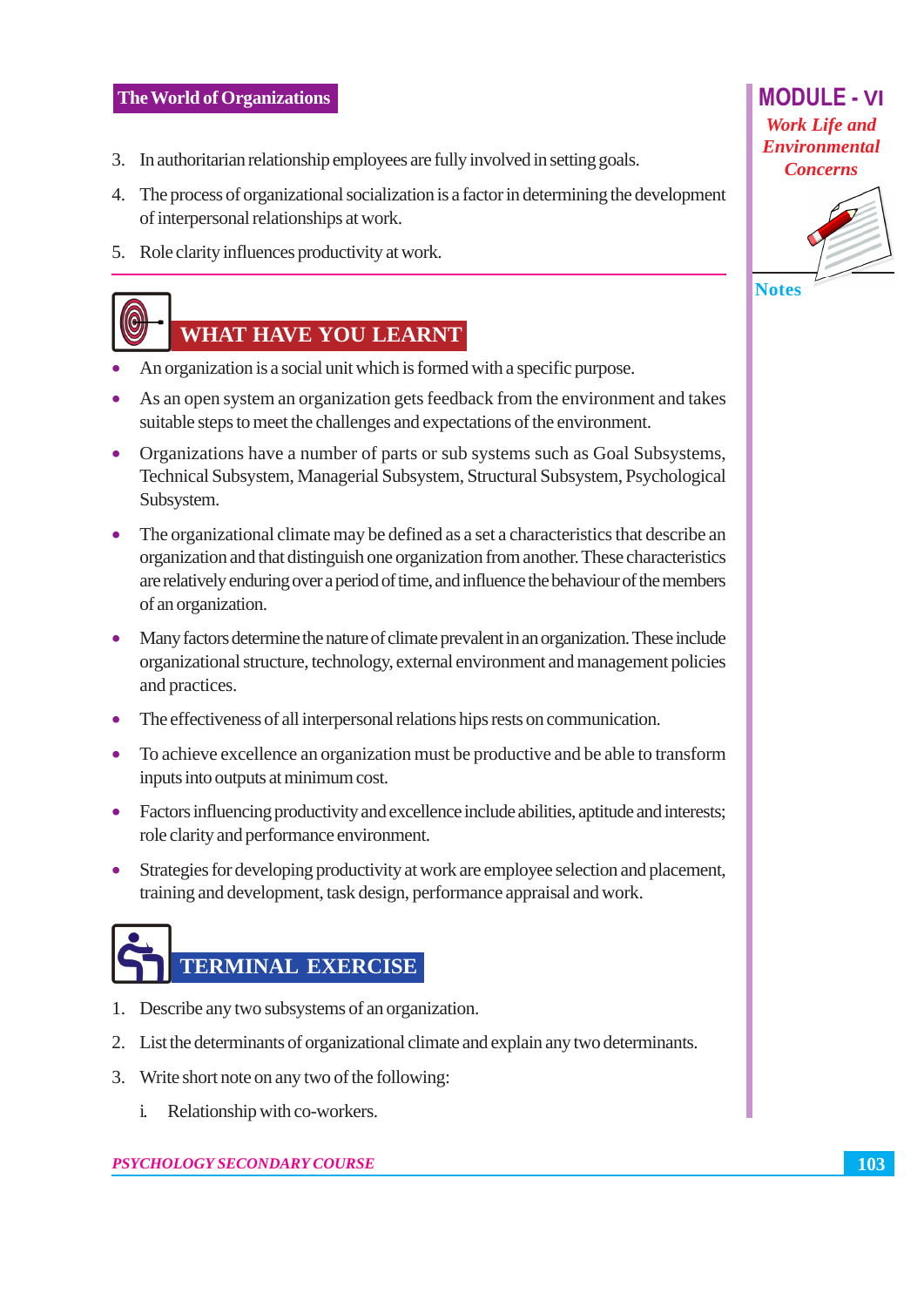3. In authoritarian relationship employees are fully involved in setting goals.
4. The process of organizational socialization is a factor in determining the development of interpersonal relationships at work.
5. Role clarity influences productivity at work.

## WHAT HAVE YOU LEARNT

- An organization is a social unit which is formed with a specific purpose.
- As an open system an organization gets feedback from the environment and takes suitable steps to meet the challenges and expectations of the environment.
- Organizations have a number of parts or sub systems such as Goal Subsystems, Technical Subsystem, Managerial Subsystem, Structural Subsystem, Psychological Subsystem.
- The organizational climate may be defined as a set a characteristics that describe an organization and that distinguish one organization from another. These characteristics are relatively enduring over a period of time, and influence the behaviour of the members of an organization.
- Many factors determine the nature of climate prevalent in an organization. These include organizational structure, technology, external environment and management policies and practices.
- The effectiveness of all interpersonal relations hips rests on communication.
- To achieve excellence an organization must be productive and be able to transform inputs into outputs at minimum cost.
- Factors influencing productivity and excellence include abilities, aptitude and interests; role clarity and performance environment.
- Strategies for developing productivity at work are employee selection and placement, training and development, task design, performance appraisal and work.

## TERMINAL EXERCISE

1. Describe any two subsystems of an organization.
2. List the determinants of organizational climate and explain any two determinants.
3. Write short note on any two of the following:
   i. Relationship with co-workers.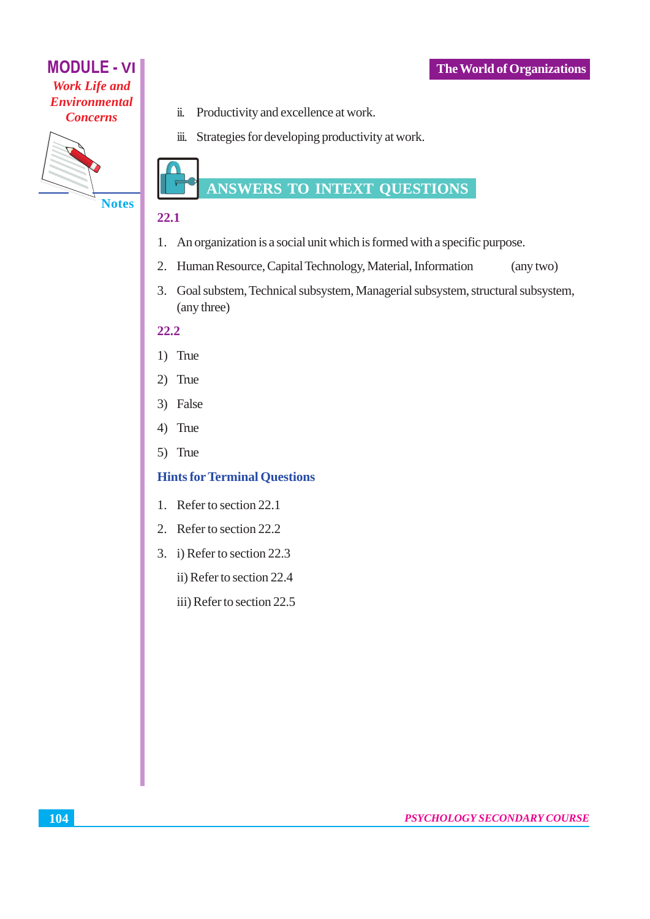ii. Productivity and excellence at work.

iii. Strategies for developing productivity at work.

## ANSWERS TO INTEXT QUESTIONS

### 22.1

1. An organization is a social unit which is formed with a specific purpose.
2. Human Resource, Capital Technology, Material, Information (any two)
3. Goal substem, Technical subsystem, Managerial subsystem, structural subsystem, (any three)

### 22.2

1) True
2) True
3) False
4) True
5) True

### Hints for Terminal Questions

1. Refer to section 22.1
2. Refer to section 22.2
3. i) Refer to section 22.3

   ii) Refer to section 22.4

   iii) Refer to section 22.5